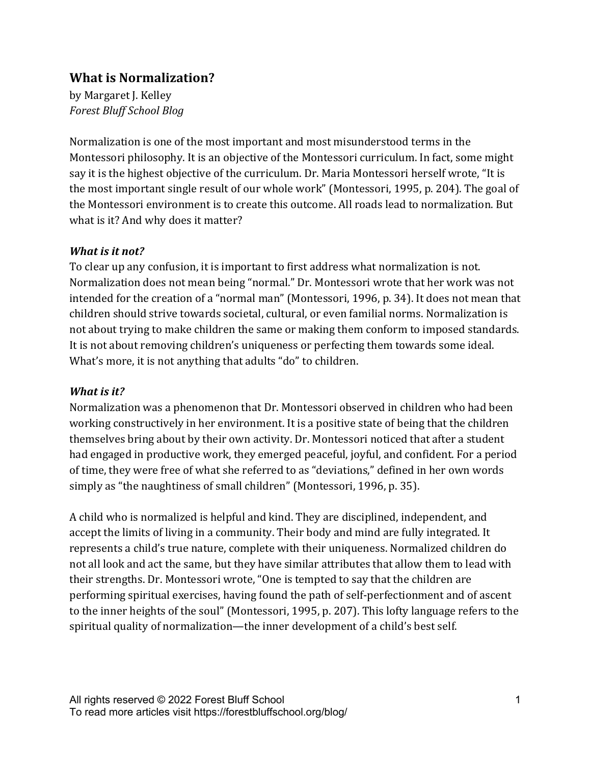# What is Normalization?

by Margaret J. Kelley
*Forest Bluff School Blog*

Normalization is one of the most important and most misunderstood terms in the Montessori philosophy. It is an objective of the Montessori curriculum. In fact, some might say it is the highest objective of the curriculum. Dr. Maria Montessori herself wrote, "It is the most important single result of our whole work" (Montessori, 1995, p. 204). The goal of the Montessori environment is to create this outcome. All roads lead to normalization. But what is it? And why does it matter?

### *What is it not?*

To clear up any confusion, it is important to first address what normalization is not. Normalization does not mean being "normal." Dr. Montessori wrote that her work was not intended for the creation of a "normal man" (Montessori, 1996, p. 34). It does not mean that children should strive towards societal, cultural, or even familial norms. Normalization is not about trying to make children the same or making them conform to imposed standards. It is not about removing children's uniqueness or perfecting them towards some ideal. What's more, it is not anything that adults "do" to children.

### *What is it?*

Normalization was a phenomenon that Dr. Montessori observed in children who had been working constructively in her environment. It is a positive state of being that the children themselves bring about by their own activity. Dr. Montessori noticed that after a student had engaged in productive work, they emerged peaceful, joyful, and confident. For a period of time, they were free of what she referred to as "deviations," defined in her own words simply as "the naughtiness of small children" (Montessori, 1996, p. 35).

A child who is normalized is helpful and kind. They are disciplined, independent, and accept the limits of living in a community. Their body and mind are fully integrated. It represents a child's true nature, complete with their uniqueness. Normalized children do not all look and act the same, but they have similar attributes that allow them to lead with their strengths. Dr. Montessori wrote, "One is tempted to say that the children are performing spiritual exercises, having found the path of self-perfectionment and of ascent to the inner heights of the soul" (Montessori, 1995, p. 207). This lofty language refers to the spiritual quality of normalization—the inner development of a child's best self.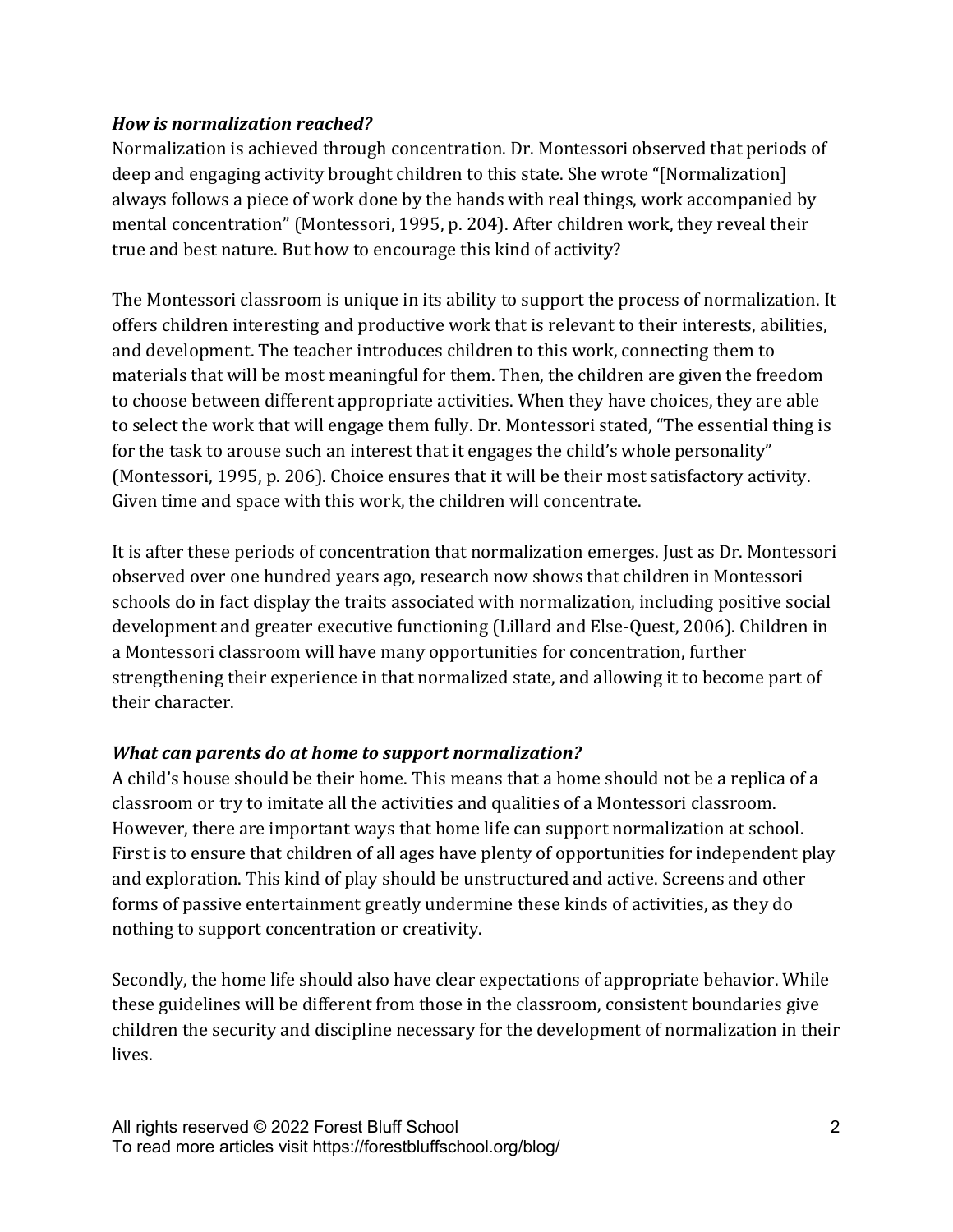### *How is normalization reached?*

Normalization is achieved through concentration. Dr. Montessori observed that periods of deep and engaging activity brought children to this state. She wrote "[Normalization] always follows a piece of work done by the hands with real things, work accompanied by mental concentration" (Montessori, 1995, p. 204). After children work, they reveal their true and best nature. But how to encourage this kind of activity?

The Montessori classroom is unique in its ability to support the process of normalization. It offers children interesting and productive work that is relevant to their interests, abilities, and development. The teacher introduces children to this work, connecting them to materials that will be most meaningful for them. Then, the children are given the freedom to choose between different appropriate activities. When they have choices, they are able to select the work that will engage them fully. Dr. Montessori stated, "The essential thing is for the task to arouse such an interest that it engages the child's whole personality" (Montessori, 1995, p. 206). Choice ensures that it will be their most satisfactory activity. Given time and space with this work, the children will concentrate.

It is after these periods of concentration that normalization emerges. Just as Dr. Montessori observed over one hundred years ago, research now shows that children in Montessori schools do in fact display the traits associated with normalization, including positive social development and greater executive functioning (Lillard and Else-Quest, 2006). Children in a Montessori classroom will have many opportunities for concentration, further strengthening their experience in that normalized state, and allowing it to become part of their character.

### *What can parents do at home to support normalization?*

A child's house should be their home. This means that a home should not be a replica of a classroom or try to imitate all the activities and qualities of a Montessori classroom. However, there are important ways that home life can support normalization at school. First is to ensure that children of all ages have plenty of opportunities for independent play and exploration. This kind of play should be unstructured and active. Screens and other forms of passive entertainment greatly undermine these kinds of activities, as they do nothing to support concentration or creativity.

Secondly, the home life should also have clear expectations of appropriate behavior. While these guidelines will be different from those in the classroom, consistent boundaries give children the security and discipline necessary for the development of normalization in their lives.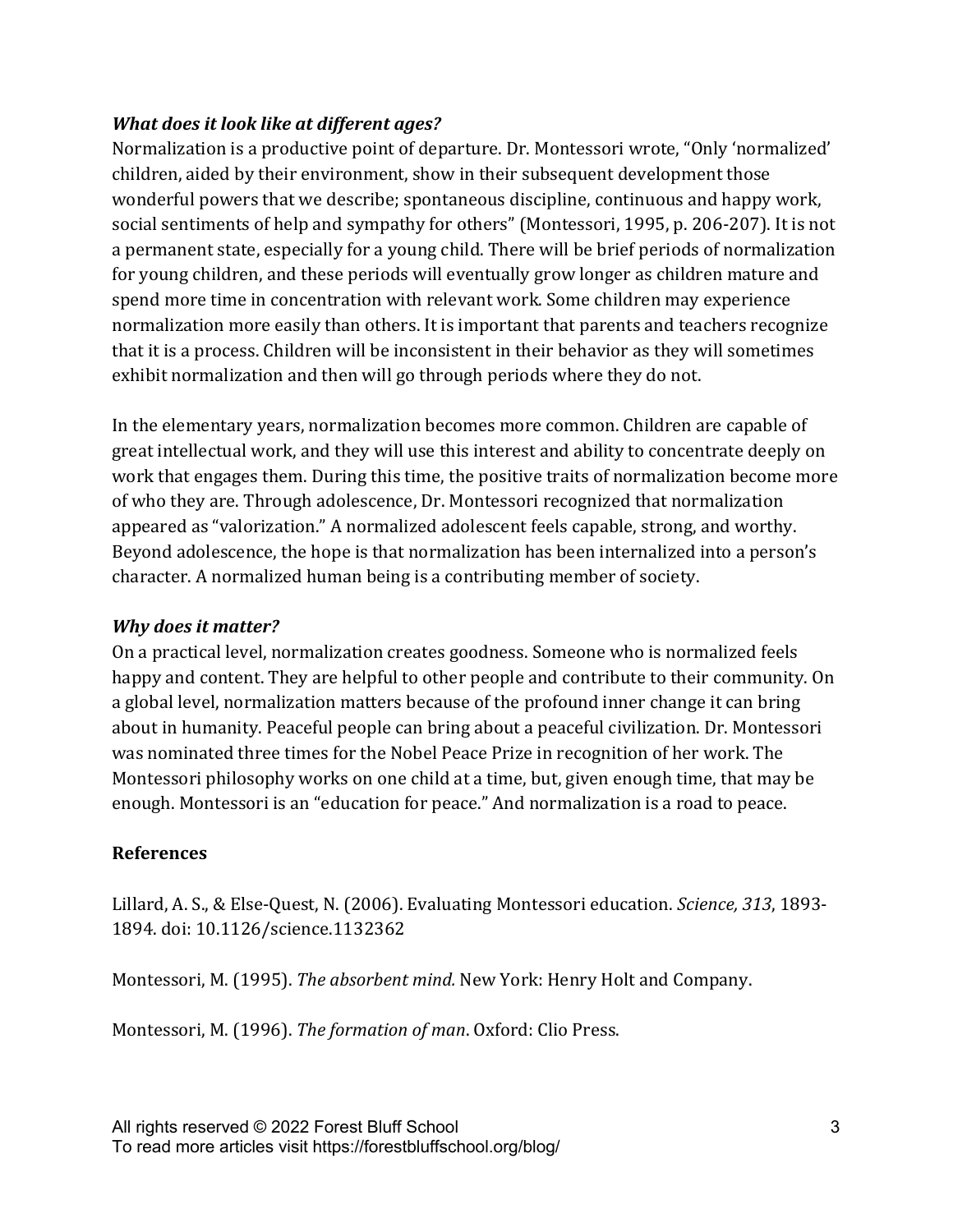### *What does it look like at different ages?*

Normalization is a productive point of departure. Dr. Montessori wrote, "Only 'normalized' children, aided by their environment, show in their subsequent development those wonderful powers that we describe; spontaneous discipline, continuous and happy work, social sentiments of help and sympathy for others" (Montessori, 1995, p. 206-207). It is not a permanent state, especially for a young child. There will be brief periods of normalization for young children, and these periods will eventually grow longer as children mature and spend more time in concentration with relevant work. Some children may experience normalization more easily than others. It is important that parents and teachers recognize that it is a process. Children will be inconsistent in their behavior as they will sometimes exhibit normalization and then will go through periods where they do not.

In the elementary years, normalization becomes more common. Children are capable of great intellectual work, and they will use this interest and ability to concentrate deeply on work that engages them. During this time, the positive traits of normalization become more of who they are. Through adolescence, Dr. Montessori recognized that normalization appeared as "valorization." A normalized adolescent feels capable, strong, and worthy. Beyond adolescence, the hope is that normalization has been internalized into a person's character. A normalized human being is a contributing member of society.

### *Why does it matter?*

On a practical level, normalization creates goodness. Someone who is normalized feels happy and content. They are helpful to other people and contribute to their community. On a global level, normalization matters because of the profound inner change it can bring about in humanity. Peaceful people can bring about a peaceful civilization. Dr. Montessori was nominated three times for the Nobel Peace Prize in recognition of her work. The Montessori philosophy works on one child at a time, but, given enough time, that may be enough. Montessori is an "education for peace." And normalization is a road to peace.

### References

Lillard, A. S., & Else-Quest, N. (2006). Evaluating Montessori education. *Science, 313*, 1893-1894. doi: 10.1126/science.1132362

Montessori, M. (1995). *The absorbent mind.* New York: Henry Holt and Company.

Montessori, M. (1996). *The formation of man*. Oxford: Clio Press.

All rights reserved © 2022 Forest Bluff School
To read more articles visit https://forestbluffschool.org/blog/